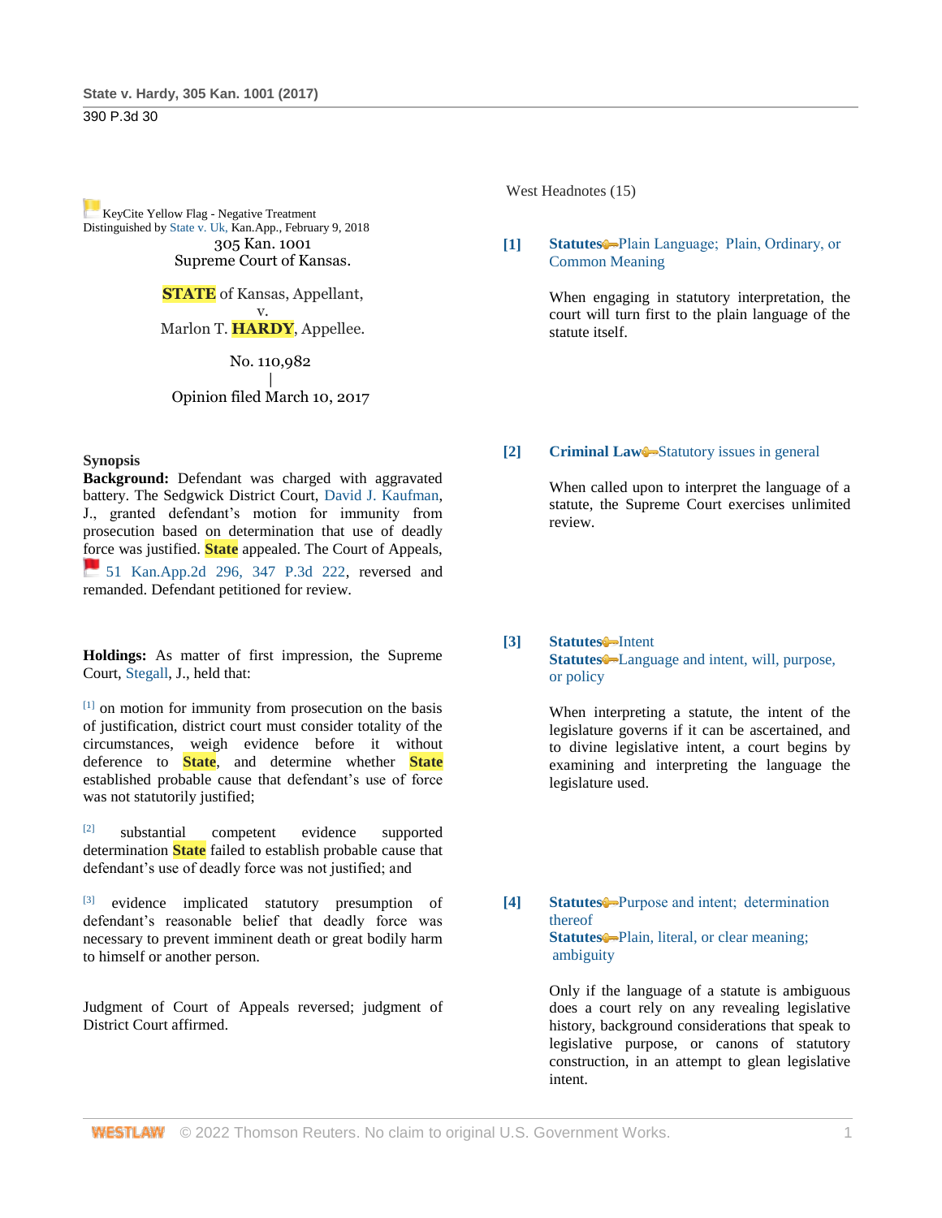KeyCite Yellow Flag - Negative Treatment
Distinguished by State v. Uk, Kan.App., February 9, 2018

305 Kan. 1001
Supreme Court of Kansas.

STATE of Kansas, Appellant,
v.
Marlon T. HARDY, Appellee.

No. 110,982
|
Opinion filed March 10, 2017

**Synopsis**

**Background:** Defendant was charged with aggravated battery. The Sedgwick District Court, David J. Kaufman, J., granted defendant's motion for immunity from prosecution based on determination that use of deadly force was justified. State appealed. The Court of Appeals, 51 Kan.App.2d 296, 347 P.3d 222, reversed and remanded. Defendant petitioned for review.

**Holdings:** As matter of first impression, the Supreme Court, Stegall, J., held that:

[1] on motion for immunity from prosecution on the basis of justification, district court must consider totality of the circumstances, weigh evidence before it without deference to State, and determine whether State established probable cause that defendant's use of force was not statutorily justified;

[2] substantial competent evidence supported determination State failed to establish probable cause that defendant's use of deadly force was not justified; and

[3] evidence implicated statutory presumption of defendant's reasonable belief that deadly force was necessary to prevent imminent death or great bodily harm to himself or another person.

Judgment of Court of Appeals reversed; judgment of District Court affirmed.

West Headnotes (15)

**[1]** **Statutes** Plain Language; Plain, Ordinary, or Common Meaning

When engaging in statutory interpretation, the court will turn first to the plain language of the statute itself.

**[2]** **Criminal Law** Statutory issues in general

When called upon to interpret the language of a statute, the Supreme Court exercises unlimited review.

**[3]** **Statutes** Intent
**Statutes** Language and intent, will, purpose, or policy

When interpreting a statute, the intent of the legislature governs if it can be ascertained, and to divine legislative intent, a court begins by examining and interpreting the language the legislature used.

**[4]** **Statutes** Purpose and intent; determination thereof
**Statutes** Plain, literal, or clear meaning; ambiguity

Only if the language of a statute is ambiguous does a court rely on any revealing legislative history, background considerations that speak to legislative purpose, or canons of statutory construction, in an attempt to glean legislative intent.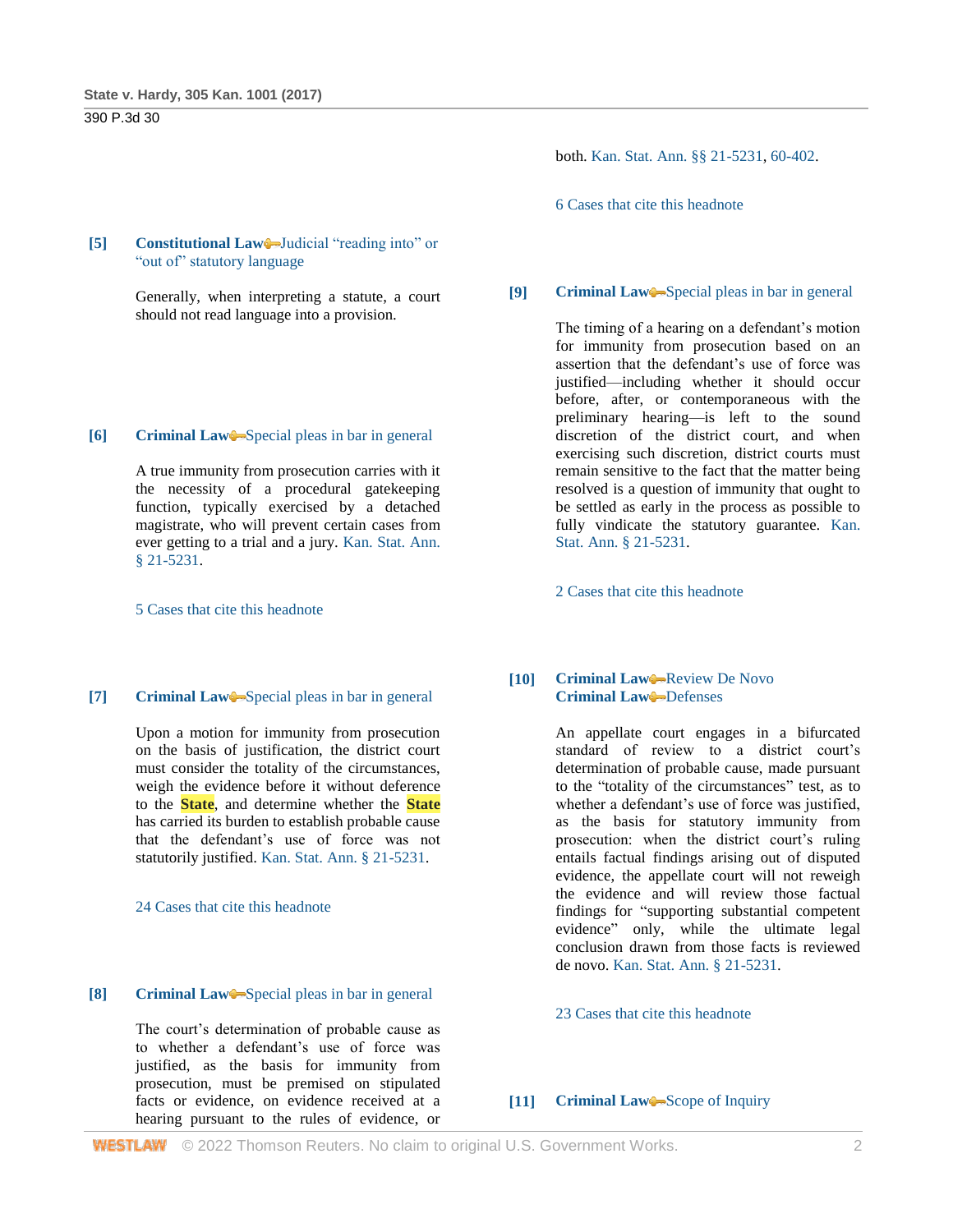[5] **Constitutional Law** Judicial "reading into" or "out of" statutory language

Generally, when interpreting a statute, a court should not read language into a provision.

[6] **Criminal Law** Special pleas in bar in general

A true immunity from prosecution carries with it the necessity of a procedural gatekeeping function, typically exercised by a detached magistrate, who will prevent certain cases from ever getting to a trial and a jury. Kan. Stat. Ann. § 21-5231.

5 Cases that cite this headnote

[7] **Criminal Law** Special pleas in bar in general

Upon a motion for immunity from prosecution on the basis of justification, the district court must consider the totality of the circumstances, weigh the evidence before it without deference to the State, and determine whether the State has carried its burden to establish probable cause that the defendant's use of force was not statutorily justified. Kan. Stat. Ann. § 21-5231.

24 Cases that cite this headnote

[8] **Criminal Law** Special pleas in bar in general

The court's determination of probable cause as to whether a defendant's use of force was justified, as the basis for immunity from prosecution, must be premised on stipulated facts or evidence, on evidence received at a hearing pursuant to the rules of evidence, or both. Kan. Stat. Ann. §§ 21-5231, 60-402.

6 Cases that cite this headnote

[9] **Criminal Law** Special pleas in bar in general

The timing of a hearing on a defendant's motion for immunity from prosecution based on an assertion that the defendant's use of force was justified—including whether it should occur before, after, or contemporaneous with the preliminary hearing—is left to the sound discretion of the district court, and when exercising such discretion, district courts must remain sensitive to the fact that the matter being resolved is a question of immunity that ought to be settled as early in the process as possible to fully vindicate the statutory guarantee. Kan. Stat. Ann. § 21-5231.

2 Cases that cite this headnote

[10] **Criminal Law** Review De Novo
**Criminal Law** Defenses

An appellate court engages in a bifurcated standard of review to a district court's determination of probable cause, made pursuant to the "totality of the circumstances" test, as to whether a defendant's use of force was justified, as the basis for statutory immunity from prosecution: when the district court's ruling entails factual findings arising out of disputed evidence, the appellate court will not reweigh the evidence and will review those factual findings for "supporting substantial competent evidence" only, while the ultimate legal conclusion drawn from those facts is reviewed de novo. Kan. Stat. Ann. § 21-5231.

23 Cases that cite this headnote

[11] **Criminal Law** Scope of Inquiry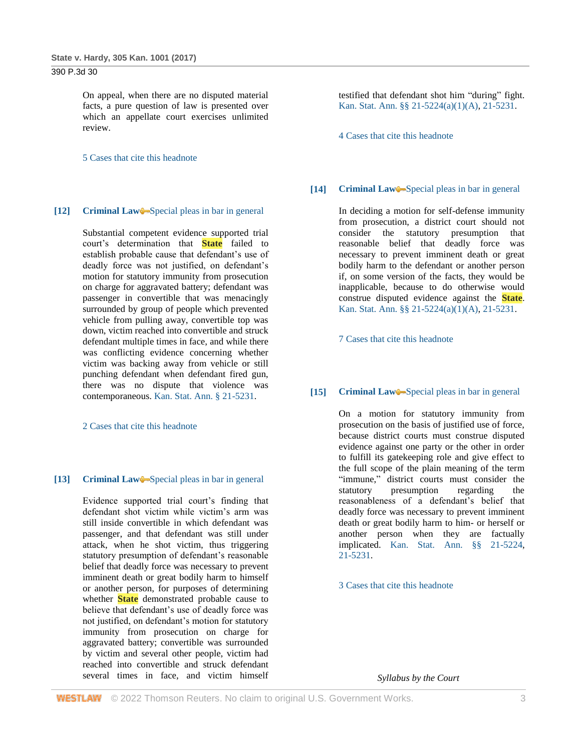On appeal, when there are no disputed material facts, a pure question of law is presented over which an appellate court exercises unlimited review.

5 Cases that cite this headnote

**[12]** **Criminal Law** Special pleas in bar in general

Substantial competent evidence supported trial court's determination that State failed to establish probable cause that defendant's use of deadly force was not justified, on defendant's motion for statutory immunity from prosecution on charge for aggravated battery; defendant was passenger in convertible that was menacingly surrounded by group of people which prevented vehicle from pulling away, convertible top was down, victim reached into convertible and struck defendant multiple times in face, and while there was conflicting evidence concerning whether victim was backing away from vehicle or still punching defendant when defendant fired gun, there was no dispute that violence was contemporaneous. Kan. Stat. Ann. § 21-5231.

2 Cases that cite this headnote

**[13]** **Criminal Law** Special pleas in bar in general

Evidence supported trial court's finding that defendant shot victim while victim's arm was still inside convertible in which defendant was passenger, and that defendant was still under attack, when he shot victim, thus triggering statutory presumption of defendant's reasonable belief that deadly force was necessary to prevent imminent death or great bodily harm to himself or another person, for purposes of determining whether State demonstrated probable cause to believe that defendant's use of deadly force was not justified, on defendant's motion for statutory immunity from prosecution on charge for aggravated battery; convertible was surrounded by victim and several other people, victim had reached into convertible and struck defendant several times in face, and victim himself testified that defendant shot him "during" fight. Kan. Stat. Ann. §§ 21-5224(a)(1)(A), 21-5231.

4 Cases that cite this headnote

**[14]** **Criminal Law** Special pleas in bar in general

In deciding a motion for self-defense immunity from prosecution, a district court should not consider the statutory presumption that reasonable belief that deadly force was necessary to prevent imminent death or great bodily harm to the defendant or another person if, on some version of the facts, they would be inapplicable, because to do otherwise would construe disputed evidence against the State. Kan. Stat. Ann. §§ 21-5224(a)(1)(A), 21-5231.

7 Cases that cite this headnote

**[15]** **Criminal Law** Special pleas in bar in general

On a motion for statutory immunity from prosecution on the basis of justified use of force, because district courts must construe disputed evidence against one party or the other in order to fulfill its gatekeeping role and give effect to the full scope of the plain meaning of the term "immune," district courts must consider the statutory presumption regarding the reasonableness of a defendant's belief that deadly force was necessary to prevent imminent death or great bodily harm to him- or herself or another person when they are factually implicated. Kan. Stat. Ann. §§ 21-5224, 21-5231.

3 Cases that cite this headnote

*Syllabus by the Court*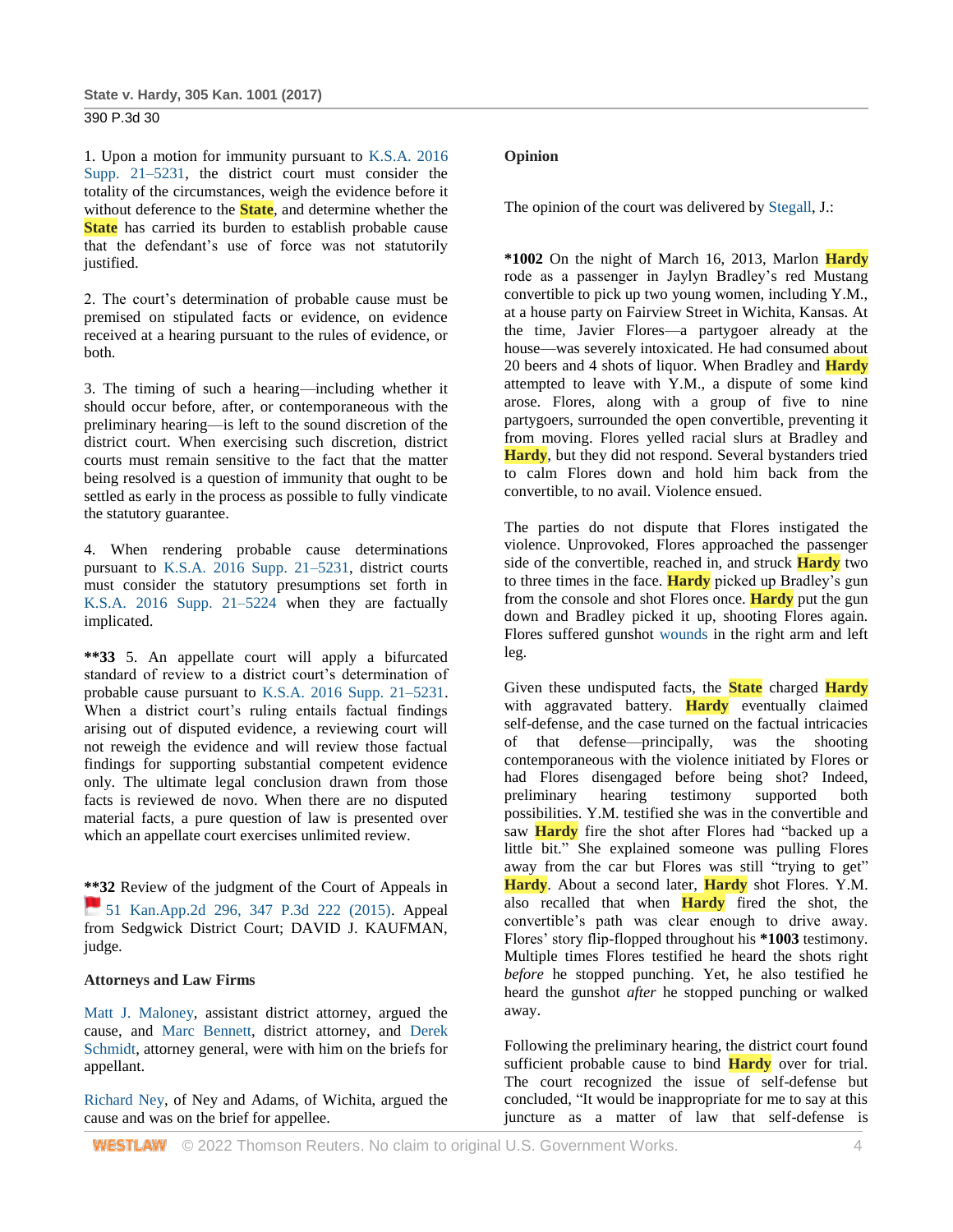1. Upon a motion for immunity pursuant to K.S.A. 2016 Supp. 21–5231, the district court must consider the totality of the circumstances, weigh the evidence before it without deference to the State, and determine whether the State has carried its burden to establish probable cause that the defendant's use of force was not statutorily justified.

2. The court's determination of probable cause must be premised on stipulated facts or evidence, on evidence received at a hearing pursuant to the rules of evidence, or both.

3. The timing of such a hearing—including whether it should occur before, after, or contemporaneous with the preliminary hearing—is left to the sound discretion of the district court. When exercising such discretion, district courts must remain sensitive to the fact that the matter being resolved is a question of immunity that ought to be settled as early in the process as possible to fully vindicate the statutory guarantee.

4. When rendering probable cause determinations pursuant to K.S.A. 2016 Supp. 21–5231, district courts must consider the statutory presumptions set forth in K.S.A. 2016 Supp. 21–5224 when they are factually implicated.

**\*\*33** 5. An appellate court will apply a bifurcated standard of review to a district court's determination of probable cause pursuant to K.S.A. 2016 Supp. 21–5231. When a district court's ruling entails factual findings arising out of disputed evidence, a reviewing court will not reweigh the evidence and will review those factual findings for supporting substantial competent evidence only. The ultimate legal conclusion drawn from those facts is reviewed de novo. When there are no disputed material facts, a pure question of law is presented over which an appellate court exercises unlimited review.

**\*\*32** Review of the judgment of the Court of Appeals in 51 Kan.App.2d 296, 347 P.3d 222 (2015). Appeal from Sedgwick District Court; DAVID J. KAUFMAN, judge.

### Attorneys and Law Firms

Matt J. Maloney, assistant district attorney, argued the cause, and Marc Bennett, district attorney, and Derek Schmidt, attorney general, were with him on the briefs for appellant.

Richard Ney, of Ney and Adams, of Wichita, argued the cause and was on the brief for appellee.

### Opinion

The opinion of the court was delivered by Stegall, J.:

**\*1002** On the night of March 16, 2013, Marlon Hardy rode as a passenger in Jaylyn Bradley's red Mustang convertible to pick up two young women, including Y.M., at a house party on Fairview Street in Wichita, Kansas. At the time, Javier Flores—a partygoer already at the house—was severely intoxicated. He had consumed about 20 beers and 4 shots of liquor. When Bradley and Hardy attempted to leave with Y.M., a dispute of some kind arose. Flores, along with a group of five to nine partygoers, surrounded the open convertible, preventing it from moving. Flores yelled racial slurs at Bradley and Hardy, but they did not respond. Several bystanders tried to calm Flores down and hold him back from the convertible, to no avail. Violence ensued.

The parties do not dispute that Flores instigated the violence. Unprovoked, Flores approached the passenger side of the convertible, reached in, and struck Hardy two to three times in the face. Hardy picked up Bradley's gun from the console and shot Flores once. Hardy put the gun down and Bradley picked it up, shooting Flores again. Flores suffered gunshot wounds in the right arm and left leg.

Given these undisputed facts, the State charged Hardy with aggravated battery. Hardy eventually claimed self-defense, and the case turned on the factual intricacies of that defense—principally, was the shooting contemporaneous with the violence initiated by Flores or had Flores disengaged before being shot? Indeed, preliminary hearing testimony supported both possibilities. Y.M. testified she was in the convertible and saw Hardy fire the shot after Flores had "backed up a little bit." She explained someone was pulling Flores away from the car but Flores was still "trying to get" Hardy. About a second later, Hardy shot Flores. Y.M. also recalled that when Hardy fired the shot, the convertible's path was clear enough to drive away. Flores' story flip-flopped throughout his **\*1003** testimony. Multiple times Flores testified he heard the shots right *before* he stopped punching. Yet, he also testified he heard the gunshot *after* he stopped punching or walked away.

Following the preliminary hearing, the district court found sufficient probable cause to bind Hardy over for trial. The court recognized the issue of self-defense but concluded, "It would be inappropriate for me to say at this juncture as a matter of law that self-defense is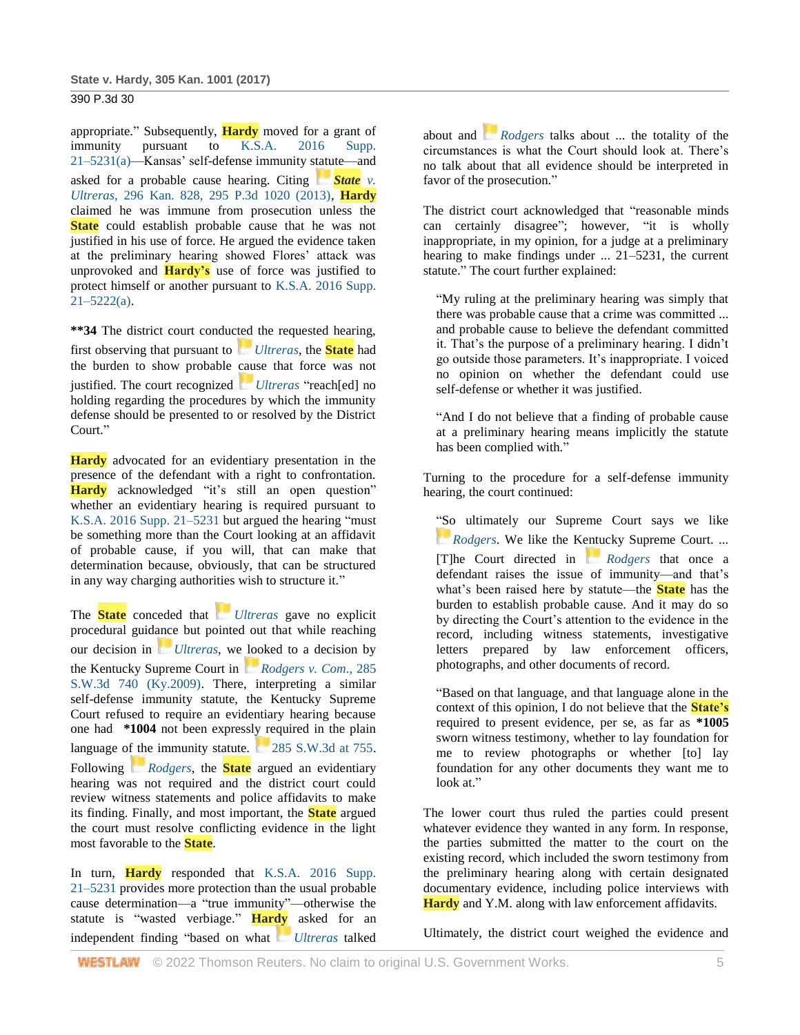appropriate." Subsequently, Hardy moved for a grant of immunity pursuant to K.S.A. 2016 Supp. 21–5231(a)—Kansas' self-defense immunity statute—and asked for a probable cause hearing. Citing *State v. Ultreras*, 296 Kan. 828, 295 P.3d 1020 (2013), Hardy claimed he was immune from prosecution unless the State could establish probable cause that he was not justified in his use of force. He argued the evidence taken at the preliminary hearing showed Flores' attack was unprovoked and Hardy's use of force was justified to protect himself or another pursuant to K.S.A. 2016 Supp. 21–5222(a).

**\*\*34** The district court conducted the requested hearing, first observing that pursuant to *Ultreras*, the State had the burden to show probable cause that force was not justified. The court recognized *Ultreras* "reach[ed] no holding regarding the procedures by which the immunity defense should be presented to or resolved by the District Court."

Hardy advocated for an evidentiary presentation in the presence of the defendant with a right to confrontation. Hardy acknowledged "it's still an open question" whether an evidentiary hearing is required pursuant to K.S.A. 2016 Supp. 21–5231 but argued the hearing "must be something more than the Court looking at an affidavit of probable cause, if you will, that can make that determination because, obviously, that can be structured in any way charging authorities wish to structure it."

The State conceded that *Ultreras* gave no explicit procedural guidance but pointed out that while reaching our decision in *Ultreras*, we looked to a decision by the Kentucky Supreme Court in *Rodgers v. Com.*, 285 S.W.3d 740 (Ky.2009). There, interpreting a similar self-defense immunity statute, the Kentucky Supreme Court refused to require an evidentiary hearing because one had **\*1004** not been expressly required in the plain language of the immunity statute. 285 S.W.3d at 755. Following *Rodgers*, the State argued an evidentiary hearing was not required and the district court could review witness statements and police affidavits to make its finding. Finally, and most important, the State argued the court must resolve conflicting evidence in the light most favorable to the State.

In turn, Hardy responded that K.S.A. 2016 Supp. 21–5231 provides more protection than the usual probable cause determination—a "true immunity"—otherwise the statute is "wasted verbiage." Hardy asked for an independent finding "based on what *Ultreras* talked about and *Rodgers* talks about ... the totality of the circumstances is what the Court should look at. There's no talk about that all evidence should be interpreted in favor of the prosecution."

The district court acknowledged that "reasonable minds can certainly disagree"; however, "it is wholly inappropriate, in my opinion, for a judge at a preliminary hearing to make findings under ... 21–5231, the current statute." The court further explained:

> "My ruling at the preliminary hearing was simply that there was probable cause that a crime was committed ... and probable cause to believe the defendant committed it. That's the purpose of a preliminary hearing. I didn't go outside those parameters. It's inappropriate. I voiced no opinion on whether the defendant could use self-defense or whether it was justified.
>
> "And I do not believe that a finding of probable cause at a preliminary hearing means implicitly the statute has been complied with."

Turning to the procedure for a self-defense immunity hearing, the court continued:

> "So ultimately our Supreme Court says we like *Rodgers*. We like the Kentucky Supreme Court. ... [T]he Court directed in *Rodgers* that once a defendant raises the issue of immunity—and that's what's been raised here by statute—the State has the burden to establish probable cause. And it may do so by directing the Court's attention to the evidence in the record, including witness statements, investigative letters prepared by law enforcement officers, photographs, and other documents of record.
>
> "Based on that language, and that language alone in the context of this opinion, I do not believe that the State's required to present evidence, per se, as far as **\*1005** sworn witness testimony, whether to lay foundation for me to review photographs or whether [to] lay foundation for any other documents they want me to look at."

The lower court thus ruled the parties could present whatever evidence they wanted in any form. In response, the parties submitted the matter to the court on the existing record, which included the sworn testimony from the preliminary hearing along with certain designated documentary evidence, including police interviews with Hardy and Y.M. along with law enforcement affidavits.

Ultimately, the district court weighed the evidence and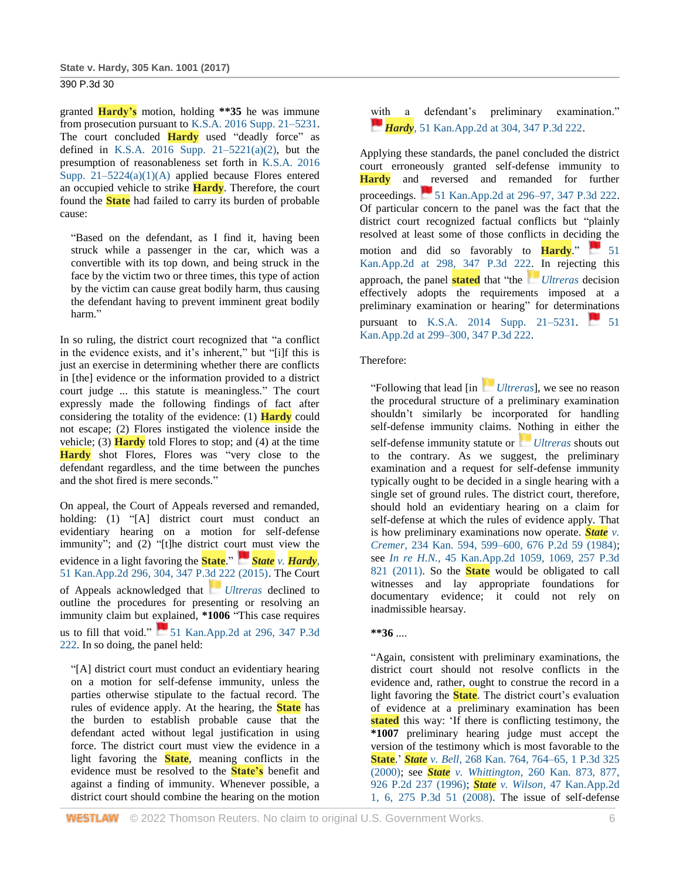granted Hardy's motion, holding **35 he was immune from prosecution pursuant to K.S.A. 2016 Supp. 21–5231. The court concluded Hardy used "deadly force" as defined in K.S.A. 2016 Supp. 21–5221(a)(2), but the presumption of reasonableness set forth in K.S.A. 2016 Supp. 21–5224(a)(1)(A) applied because Flores entered an occupied vehicle to strike Hardy. Therefore, the court found the State had failed to carry its burden of probable cause:

> "Based on the defendant, as I find it, having been struck while a passenger in the car, which was a convertible with its top down, and being struck in the face by the victim two or three times, this type of action by the victim can cause great bodily harm, thus causing the defendant having to prevent imminent great bodily harm."

In so ruling, the district court recognized that "a conflict in the evidence exists, and it's inherent," but "[i]f this is just an exercise in determining whether there are conflicts in [the] evidence or the information provided to a district court judge ... this statute is meaningless." The court expressly made the following findings of fact after considering the totality of the evidence: (1) Hardy could not escape; (2) Flores instigated the violence inside the vehicle; (3) Hardy told Flores to stop; and (4) at the time Hardy shot Flores, Flores was "very close to the defendant regardless, and the time between the punches and the shot fired is mere seconds."

On appeal, the Court of Appeals reversed and remanded, holding: (1) "[A] district court must conduct an evidentiary hearing on a motion for self-defense immunity"; and (2) "[t]he district court must view the evidence in a light favoring the State." *State v. Hardy*, 51 Kan.App.2d 296, 304, 347 P.3d 222 (2015). The Court of Appeals acknowledged that *Ultreras* declined to outline the procedures for presenting or resolving an immunity claim but explained, *1006 "This case requires us to fill that void." 51 Kan.App.2d at 296, 347 P.3d 222. In so doing, the panel held:

> "[A] district court must conduct an evidentiary hearing on a motion for self-defense immunity, unless the parties otherwise stipulate to the factual record. The rules of evidence apply. At the hearing, the State has the burden to establish probable cause that the defendant acted without legal justification in using force. The district court must view the evidence in a light favoring the State, meaning conflicts in the evidence must be resolved to the State's benefit and against a finding of immunity. Whenever possible, a district court should combine the hearing on the motion with a defendant's preliminary examination." *Hardy*, 51 Kan.App.2d at 304, 347 P.3d 222.

Applying these standards, the panel concluded the district court erroneously granted self-defense immunity to Hardy and reversed and remanded for further proceedings. 51 Kan.App.2d at 296–97, 347 P.3d 222. Of particular concern to the panel was the fact that the district court recognized factual conflicts but "plainly resolved at least some of those conflicts in deciding the motion and did so favorably to Hardy." 51 Kan.App.2d at 298, 347 P.3d 222. In rejecting this approach, the panel stated that "the *Ultreras* decision effectively adopts the requirements imposed at a preliminary examination or hearing" for determinations pursuant to K.S.A. 2014 Supp. 21–5231. 51 Kan.App.2d at 299–300, 347 P.3d 222.

Therefore:

> "Following that lead [in *Ultreras*], we see no reason the procedural structure of a preliminary examination shouldn't similarly be incorporated for handling self-defense immunity claims. Nothing in either the self-defense immunity statute or *Ultreras* shouts out to the contrary. As we suggest, the preliminary examination and a request for self-defense immunity typically ought to be decided in a single hearing with a single set of ground rules. The district court, therefore, should hold an evidentiary hearing on a claim for self-defense at which the rules of evidence apply. That is how preliminary examinations now operate. *State v. Cremer*, 234 Kan. 594, 599–600, 676 P.2d 59 (1984); see *In re H.N.*, 45 Kan.App.2d 1059, 1069, 257 P.3d 821 (2011). So the State would be obligated to call witnesses and lay appropriate foundations for documentary evidence; it could not rely on inadmissible hearsay.
>
> **36 ....
>
> "Again, consistent with preliminary examinations, the district court should not resolve conflicts in the evidence and, rather, ought to construe the record in a light favoring the State. The district court's evaluation of evidence at a preliminary examination has been stated this way: 'If there is conflicting testimony, the *1007 preliminary hearing judge must accept the version of the testimony which is most favorable to the State.' *State v. Bell*, 268 Kan. 764, 764–65, 1 P.3d 325 (2000); see *State v. Whittington*, 260 Kan. 873, 877, 926 P.2d 237 (1996); *State v. Wilson*, 47 Kan.App.2d 1, 6, 275 P.3d 51 (2008). The issue of self-defense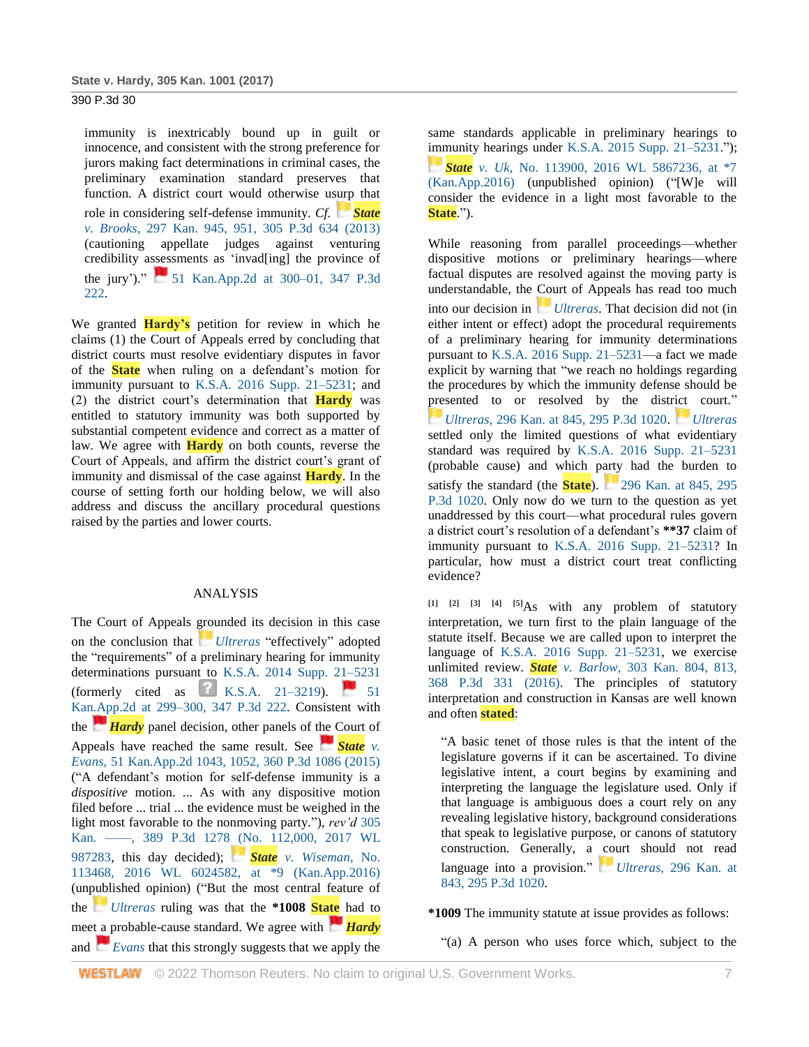immunity is inextricably bound up in guilt or innocence, and consistent with the strong preference for jurors making fact determinations in criminal cases, the preliminary examination standard preserves that function. A district court would otherwise usurp that role in considering self-defense immunity. *Cf.* *State v. Brooks*, 297 Kan. 945, 951, 305 P.3d 634 (2013) (cautioning appellate judges against venturing credibility assessments as 'invad[ing] the province of the jury')." 51 Kan.App.2d at 300–01, 347 P.3d 222.

We granted Hardy's petition for review in which he claims (1) the Court of Appeals erred by concluding that district courts must resolve evidentiary disputes in favor of the State when ruling on a defendant's motion for immunity pursuant to K.S.A. 2016 Supp. 21–5231; and (2) the district court's determination that Hardy was entitled to statutory immunity was both supported by substantial competent evidence and correct as a matter of law. We agree with Hardy on both counts, reverse the Court of Appeals, and affirm the district court's grant of immunity and dismissal of the case against Hardy. In the course of setting forth our holding below, we will also address and discuss the ancillary procedural questions raised by the parties and lower courts.

## ANALYSIS

The Court of Appeals grounded its decision in this case on the conclusion that *Ultreras* "effectively" adopted the "requirements" of a preliminary hearing for immunity determinations pursuant to K.S.A. 2014 Supp. 21–5231 (formerly cited as K.S.A. 21–3219). 51 Kan.App.2d at 299–300, 347 P.3d 222. Consistent with the *Hardy* panel decision, other panels of the Court of Appeals have reached the same result. See *State v. Evans*, 51 Kan.App.2d 1043, 1052, 360 P.3d 1086 (2015) ("A defendant's motion for self-defense immunity is a *dispositive* motion. ... As with any dispositive motion filed before ... trial ... the evidence must be weighed in the light most favorable to the nonmoving party."), *rev'd* 305 Kan. ––––, 389 P.3d 1278 (No. 112,000, 2017 WL 987283, this day decided); *State v. Wiseman*, No. 113468, 2016 WL 6024582, at *9 (Kan.App.2016) (unpublished opinion) ("But the most central feature of the *Ultreras* ruling was that the **\*1008** State had to meet a probable-cause standard. We agree with *Hardy* and *Evans* that this strongly suggests that we apply the same standards applicable in preliminary hearings to immunity hearings under K.S.A. 2015 Supp. 21–5231."); *State v. Uk*, No. 113900, 2016 WL 5867236, at *7 (Kan.App.2016) (unpublished opinion) ("[W]e will consider the evidence in a light most favorable to the State.").

While reasoning from parallel proceedings—whether dispositive motions or preliminary hearings—where factual disputes are resolved against the moving party is understandable, the Court of Appeals has read too much into our decision in *Ultreras*. That decision did not (in either intent or effect) adopt the procedural requirements of a preliminary hearing for immunity determinations pursuant to K.S.A. 2016 Supp. 21–5231—a fact we made explicit by warning that "we reach no holdings regarding the procedures by which the immunity defense should be presented to or resolved by the district court." *Ultreras*, 296 Kan. at 845, 295 P.3d 1020. *Ultreras* settled only the limited questions of what evidentiary standard was required by K.S.A. 2016 Supp. 21–5231 (probable cause) and which party had the burden to satisfy the standard (the State). 296 Kan. at 845, 295 P.3d 1020. Only now do we turn to the question as yet unaddressed by this court—what procedural rules govern a district court's resolution of a defendant's **\*\*37** claim of immunity pursuant to K.S.A. 2016 Supp. 21–5231? In particular, how must a district court treat conflicting evidence?

[1] [2] [3] [4] [5] As with any problem of statutory interpretation, we turn first to the plain language of the statute itself. Because we are called upon to interpret the language of K.S.A. 2016 Supp. 21–5231, we exercise unlimited review. *State v. Barlow*, 303 Kan. 804, 813, 368 P.3d 331 (2016). The principles of statutory interpretation and construction in Kansas are well known and often stated:

> "A basic tenet of those rules is that the intent of the legislature governs if it can be ascertained. To divine legislative intent, a court begins by examining and interpreting the language the legislature used. Only if that language is ambiguous does a court rely on any revealing legislative history, background considerations that speak to legislative purpose, or canons of statutory construction. Generally, a court should not read language into a provision." *Ultreras*, 296 Kan. at 843, 295 P.3d 1020.

**\*1009** The immunity statute at issue provides as follows:

"(a) A person who uses force which, subject to the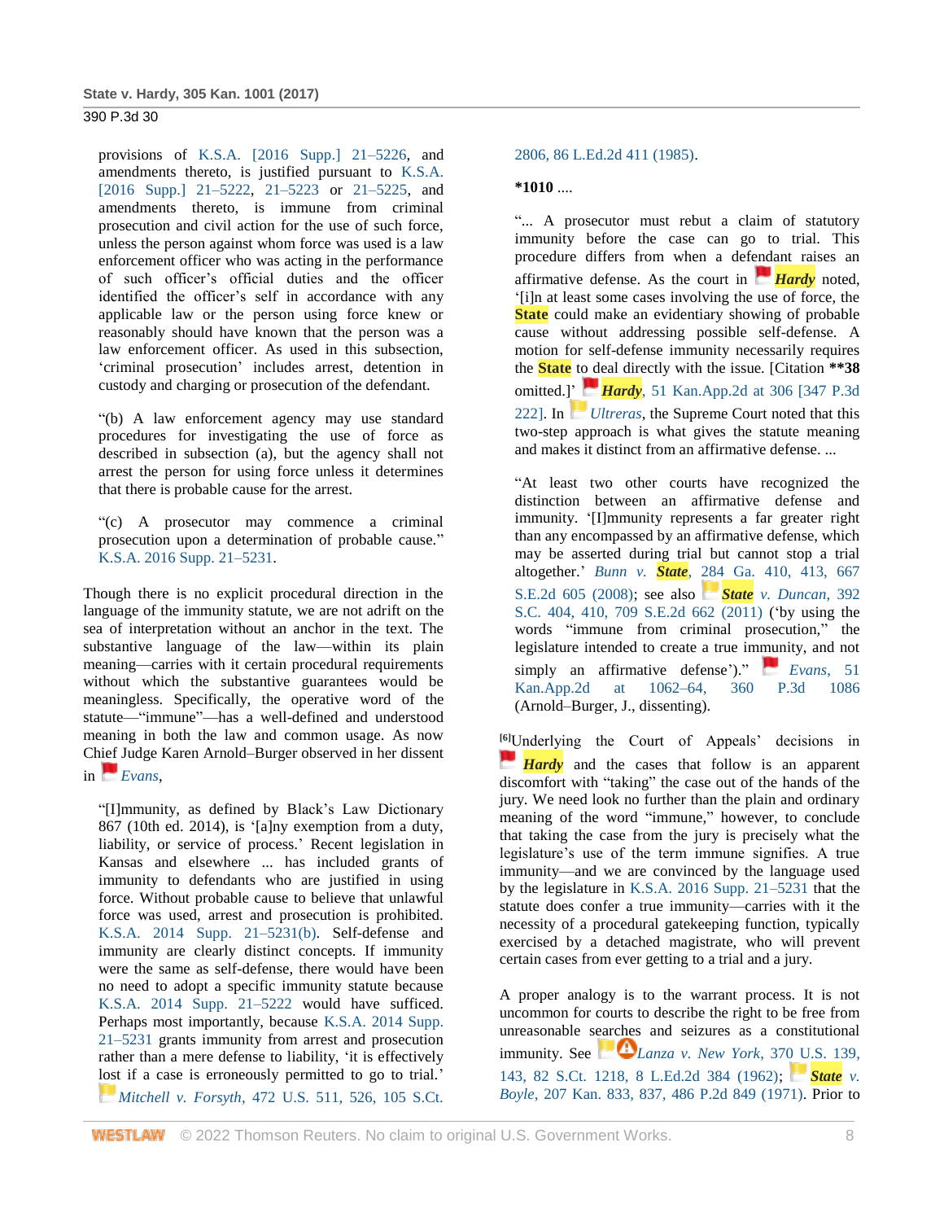provisions of K.S.A. [2016 Supp.] 21–5226, and amendments thereto, is justified pursuant to K.S.A. [2016 Supp.] 21–5222, 21–5223 or 21–5225, and amendments thereto, is immune from criminal prosecution and civil action for the use of such force, unless the person against whom force was used is a law enforcement officer who was acting in the performance of such officer's official duties and the officer identified the officer's self in accordance with any applicable law or the person using force knew or reasonably should have known that the person was a law enforcement officer. As used in this subsection, 'criminal prosecution' includes arrest, detention in custody and charging or prosecution of the defendant.

"(b) A law enforcement agency may use standard procedures for investigating the use of force as described in subsection (a), but the agency shall not arrest the person for using force unless it determines that there is probable cause for the arrest.

"(c) A prosecutor may commence a criminal prosecution upon a determination of probable cause." K.S.A. 2016 Supp. 21–5231.

Though there is no explicit procedural direction in the language of the immunity statute, we are not adrift on the sea of interpretation without an anchor in the text. The substantive language of the law—within its plain meaning—carries with it certain procedural requirements without which the substantive guarantees would be meaningless. Specifically, the operative word of the statute—"immune"—has a well-defined and understood meaning in both the law and common usage. As now Chief Judge Karen Arnold–Burger observed in her dissent in *Evans*,

"[I]mmunity, as defined by Black's Law Dictionary 867 (10th ed. 2014), is '[a]ny exemption from a duty, liability, or service of process.' Recent legislation in Kansas and elsewhere ... has included grants of immunity to defendants who are justified in using force. Without probable cause to believe that unlawful force was used, arrest and prosecution is prohibited. K.S.A. 2014 Supp. 21–5231(b). Self-defense and immunity are clearly distinct concepts. If immunity were the same as self-defense, there would have been no need to adopt a specific immunity statute because K.S.A. 2014 Supp. 21–5222 would have sufficed. Perhaps most importantly, because K.S.A. 2014 Supp. 21–5231 grants immunity from arrest and prosecution rather than a mere defense to liability, 'it is effectively lost if a case is erroneously permitted to go to trial.' *Mitchell v. Forsyth*, 472 U.S. 511, 526, 105 S.Ct. 2806, 86 L.Ed.2d 411 (1985).

*1010 ....

"... A prosecutor must rebut a claim of statutory immunity before the case can go to trial. This procedure differs from when a defendant raises an affirmative defense. As the court in *Hardy* noted, '[i]n at least some cases involving the use of force, the State could make an evidentiary showing of probable cause without addressing possible self-defense. A motion for self-defense immunity necessarily requires the State to deal directly with the issue. [Citation **38 omitted.]' *Hardy*, 51 Kan.App.2d at 306 [347 P.3d 222]. In *Ultreras*, the Supreme Court noted that this two-step approach is what gives the statute meaning and makes it distinct from an affirmative defense. ...

"At least two other courts have recognized the distinction between an affirmative defense and immunity. '[I]mmunity represents a far greater right than any encompassed by an affirmative defense, which may be asserted during trial but cannot stop a trial altogether.' *Bunn v. State*, 284 Ga. 410, 413, 667 S.E.2d 605 (2008); see also *State v. Duncan*, 392 S.C. 404, 410, 709 S.E.2d 662 (2011) ('by using the words "immune from criminal prosecution," the legislature intended to create a true immunity, and not simply an affirmative defense')." *Evans*, 51 Kan.App.2d at 1062–64, 360 P.3d 1086 (Arnold–Burger, J., dissenting).

[6]Underlying the Court of Appeals' decisions in *Hardy* and the cases that follow is an apparent discomfort with "taking" the case out of the hands of the jury. We need look no further than the plain and ordinary meaning of the word "immune," however, to conclude that taking the case from the jury is precisely what the legislature's use of the term immune signifies. A true immunity—and we are convinced by the language used by the legislature in K.S.A. 2016 Supp. 21–5231 that the statute does confer a true immunity—carries with it the necessity of a procedural gatekeeping function, typically exercised by a detached magistrate, who will prevent certain cases from ever getting to a trial and a jury.

A proper analogy is to the warrant process. It is not uncommon for courts to describe the right to be free from unreasonable searches and seizures as a constitutional immunity. See *Lanza v. New York*, 370 U.S. 139, 143, 82 S.Ct. 1218, 8 L.Ed.2d 384 (1962); *State v. Boyle*, 207 Kan. 833, 837, 486 P.2d 849 (1971). Prior to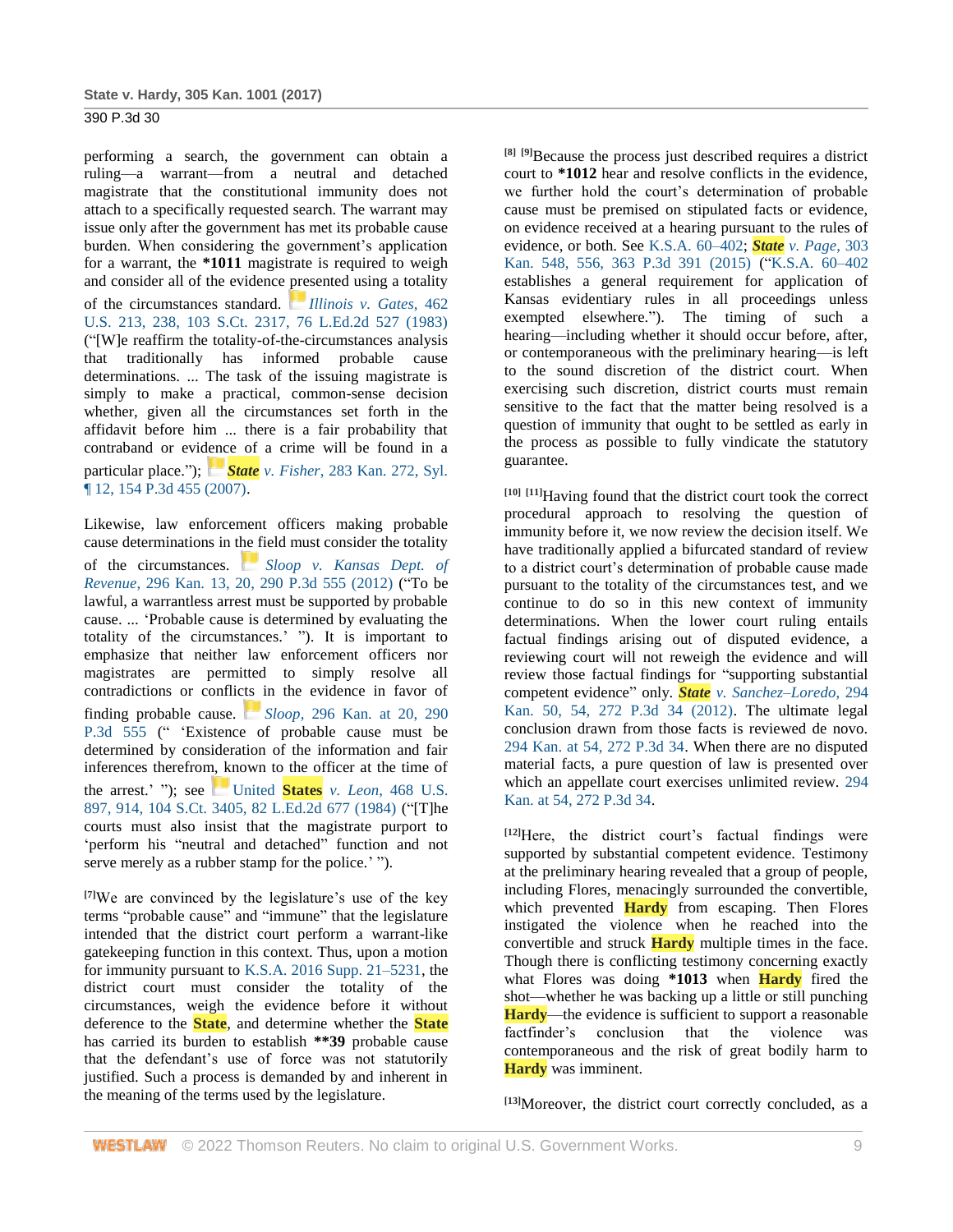performing a search, the government can obtain a ruling—a warrant—from a neutral and detached magistrate that the constitutional immunity does not attach to a specifically requested search. The warrant may issue only after the government has met its probable cause burden. When considering the government's application for a warrant, the **\*1011** magistrate is required to weigh and consider all of the evidence presented using a totality of the circumstances standard. *Illinois v. Gates,* 462 U.S. 213, 238, 103 S.Ct. 2317, 76 L.Ed.2d 527 (1983) ("[W]e reaffirm the totality-of-the-circumstances analysis that traditionally has informed probable cause determinations. ... The task of the issuing magistrate is simply to make a practical, common-sense decision whether, given all the circumstances set forth in the affidavit before him ... there is a fair probability that contraband or evidence of a crime will be found in a particular place."); *State v. Fisher,* 283 Kan. 272, Syl. ¶ 12, 154 P.3d 455 (2007).

Likewise, law enforcement officers making probable cause determinations in the field must consider the totality of the circumstances. *Sloop v. Kansas Dept. of Revenue,* 296 Kan. 13, 20, 290 P.3d 555 (2012) ("To be lawful, a warrantless arrest must be supported by probable cause. ... 'Probable cause is determined by evaluating the totality of the circumstances.' "). It is important to emphasize that neither law enforcement officers nor magistrates are permitted to simply resolve all contradictions or conflicts in the evidence in favor of finding probable cause. *Sloop,* 296 Kan. at 20, 290 P.3d 555 (" 'Existence of probable cause must be determined by consideration of the information and fair inferences therefrom, known to the officer at the time of the arrest.' "); see United States *v. Leon,* 468 U.S. 897, 914, 104 S.Ct. 3405, 82 L.Ed.2d 677 (1984) ("[T]he courts must also insist that the magistrate purport to 'perform his "neutral and detached" function and not serve merely as a rubber stamp for the police.' ").

[7]We are convinced by the legislature's use of the key terms "probable cause" and "immune" that the legislature intended that the district court perform a warrant-like gatekeeping function in this context. Thus, upon a motion for immunity pursuant to K.S.A. 2016 Supp. 21–5231, the district court must consider the totality of the circumstances, weigh the evidence before it without deference to the State, and determine whether the State has carried its burden to establish **\*\*39** probable cause that the defendant's use of force was not statutorily justified. Such a process is demanded by and inherent in the meaning of the terms used by the legislature.

[8] [9]Because the process just described requires a district court to **\*1012** hear and resolve conflicts in the evidence, we further hold the court's determination of probable cause must be premised on stipulated facts or evidence, on evidence received at a hearing pursuant to the rules of evidence, or both. See K.S.A. 60–402; *State v. Page,* 303 Kan. 548, 556, 363 P.3d 391 (2015) ("K.S.A. 60–402 establishes a general requirement for application of Kansas evidentiary rules in all proceedings unless exempted elsewhere."). The timing of such a hearing—including whether it should occur before, after, or contemporaneous with the preliminary hearing—is left to the sound discretion of the district court. When exercising such discretion, district courts must remain sensitive to the fact that the matter being resolved is a question of immunity that ought to be settled as early in the process as possible to fully vindicate the statutory guarantee.

[10] [11]Having found that the district court took the correct procedural approach to resolving the question of immunity before it, we now review the decision itself. We have traditionally applied a bifurcated standard of review to a district court's determination of probable cause made pursuant to the totality of the circumstances test, and we continue to do so in this new context of immunity determinations. When the lower court ruling entails factual findings arising out of disputed evidence, a reviewing court will not reweigh the evidence and will review those factual findings for "supporting substantial competent evidence" only. *State v. Sanchez–Loredo,* 294 Kan. 50, 54, 272 P.3d 34 (2012). The ultimate legal conclusion drawn from those facts is reviewed de novo. 294 Kan. at 54, 272 P.3d 34. When there are no disputed material facts, a pure question of law is presented over which an appellate court exercises unlimited review. 294 Kan. at 54, 272 P.3d 34.

[12]Here, the district court's factual findings were supported by substantial competent evidence. Testimony at the preliminary hearing revealed that a group of people, including Flores, menacingly surrounded the convertible, which prevented Hardy from escaping. Then Flores instigated the violence when he reached into the convertible and struck Hardy multiple times in the face. Though there is conflicting testimony concerning exactly what Flores was doing **\*1013** when Hardy fired the shot—whether he was backing up a little or still punching Hardy—the evidence is sufficient to support a reasonable factfinder's conclusion that the violence was contemporaneous and the risk of great bodily harm to Hardy was imminent.

[13]Moreover, the district court correctly concluded, as a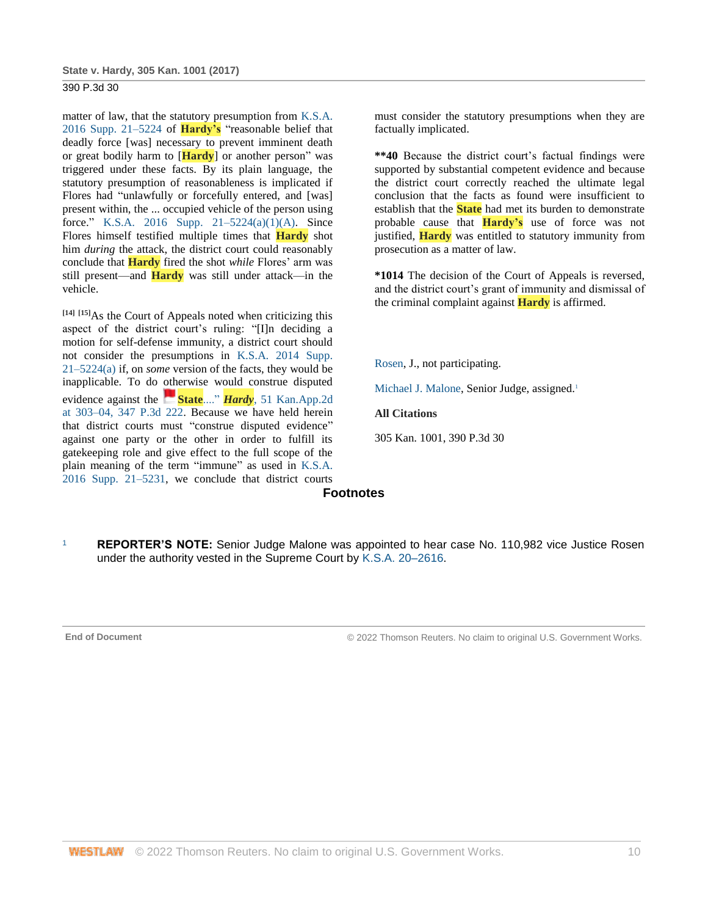matter of law, that the statutory presumption from K.S.A. 2016 Supp. 21–5224 of Hardy's "reasonable belief that deadly force [was] necessary to prevent imminent death or great bodily harm to [Hardy] or another person" was triggered under these facts. By its plain language, the statutory presumption of reasonableness is implicated if Flores had "unlawfully or forcefully entered, and [was] present within, the ... occupied vehicle of the person using force." K.S.A. 2016 Supp. 21–5224(a)(1)(A). Since Flores himself testified multiple times that Hardy shot him *during* the attack, the district court could reasonably conclude that Hardy fired the shot *while* Flores' arm was still present—and Hardy was still under attack—in the vehicle.

[14] [15]As the Court of Appeals noted when criticizing this aspect of the district court's ruling: "[I]n deciding a motion for self-defense immunity, a district court should not consider the presumptions in K.S.A. 2014 Supp. 21–5224(a) if, on *some* version of the facts, they would be inapplicable. To do otherwise would construe disputed evidence against the State...." *Hardy*, 51 Kan.App.2d at 303–04, 347 P.3d 222. Because we have held herein that district courts must "construe disputed evidence" against one party or the other in order to fulfill its gatekeeping role and give effect to the full scope of the plain meaning of the term "immune" as used in K.S.A. 2016 Supp. 21–5231, we conclude that district courts must consider the statutory presumptions when they are factually implicated.

**\*\*40** Because the district court's factual findings were supported by substantial competent evidence and because the district court correctly reached the ultimate legal conclusion that the facts as found were insufficient to establish that the State had met its burden to demonstrate probable cause that Hardy's use of force was not justified, Hardy was entitled to statutory immunity from prosecution as a matter of law.

**\*1014** The decision of the Court of Appeals is reversed, and the district court's grant of immunity and dismissal of the criminal complaint against Hardy is affirmed.

Rosen, J., not participating.

Michael J. Malone, Senior Judge, assigned.[1]

**All Citations**

305 Kan. 1001, 390 P.3d 30

## Footnotes

[1] **REPORTER'S NOTE:** Senior Judge Malone was appointed to hear case No. 110,982 vice Justice Rosen under the authority vested in the Supreme Court by K.S.A. 20–2616.

End of Document © 2022 Thomson Reuters. No claim to original U.S. Government Works.